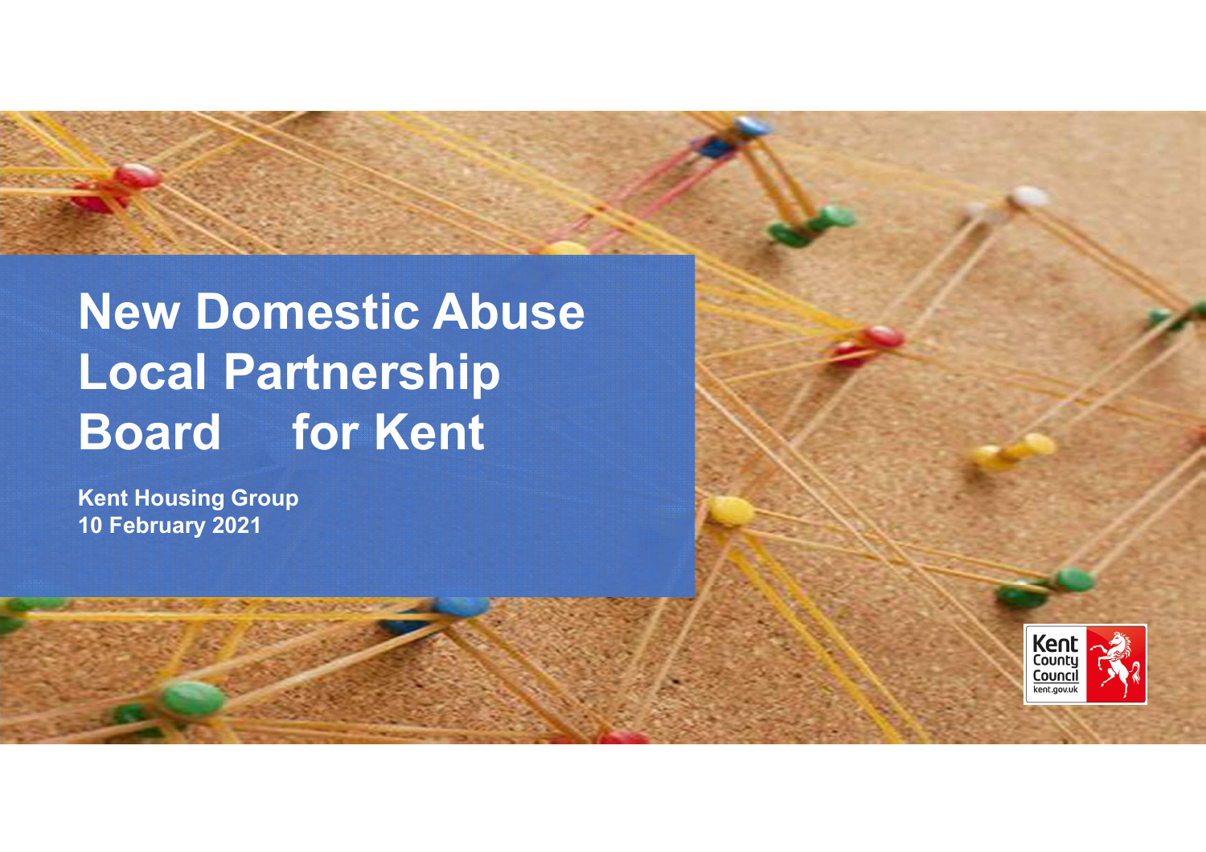# New Domestic Abuse Local Partnership Board for Kent

**Kent Housing Group**
**10 February 2021**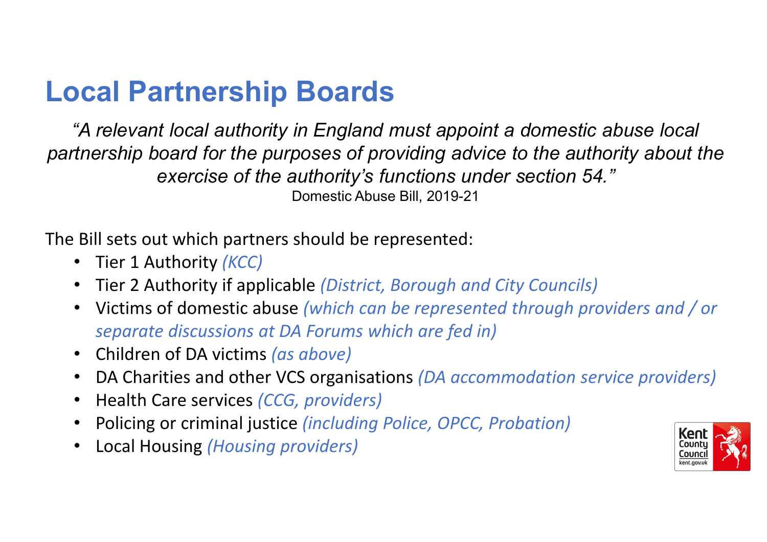# Local Partnership Boards

*"A relevant local authority in England must appoint a domestic abuse local partnership board for the purposes of providing advice to the authority about the exercise of the authority's functions under section 54."*

Domestic Abuse Bill, 2019-21

The Bill sets out which partners should be represented:

- Tier 1 Authority *(KCC)*
- Tier 2 Authority if applicable *(District, Borough and City Councils)*
- Victims of domestic abuse *(which can be represented through providers and / or separate discussions at DA Forums which are fed in)*
- Children of DA victims *(as above)*
- DA Charities and other VCS organisations *(DA accommodation service providers)*
- Health Care services *(CCG, providers)*
- Policing or criminal justice *(including Police, OPCC, Probation)*
- Local Housing *(Housing providers)*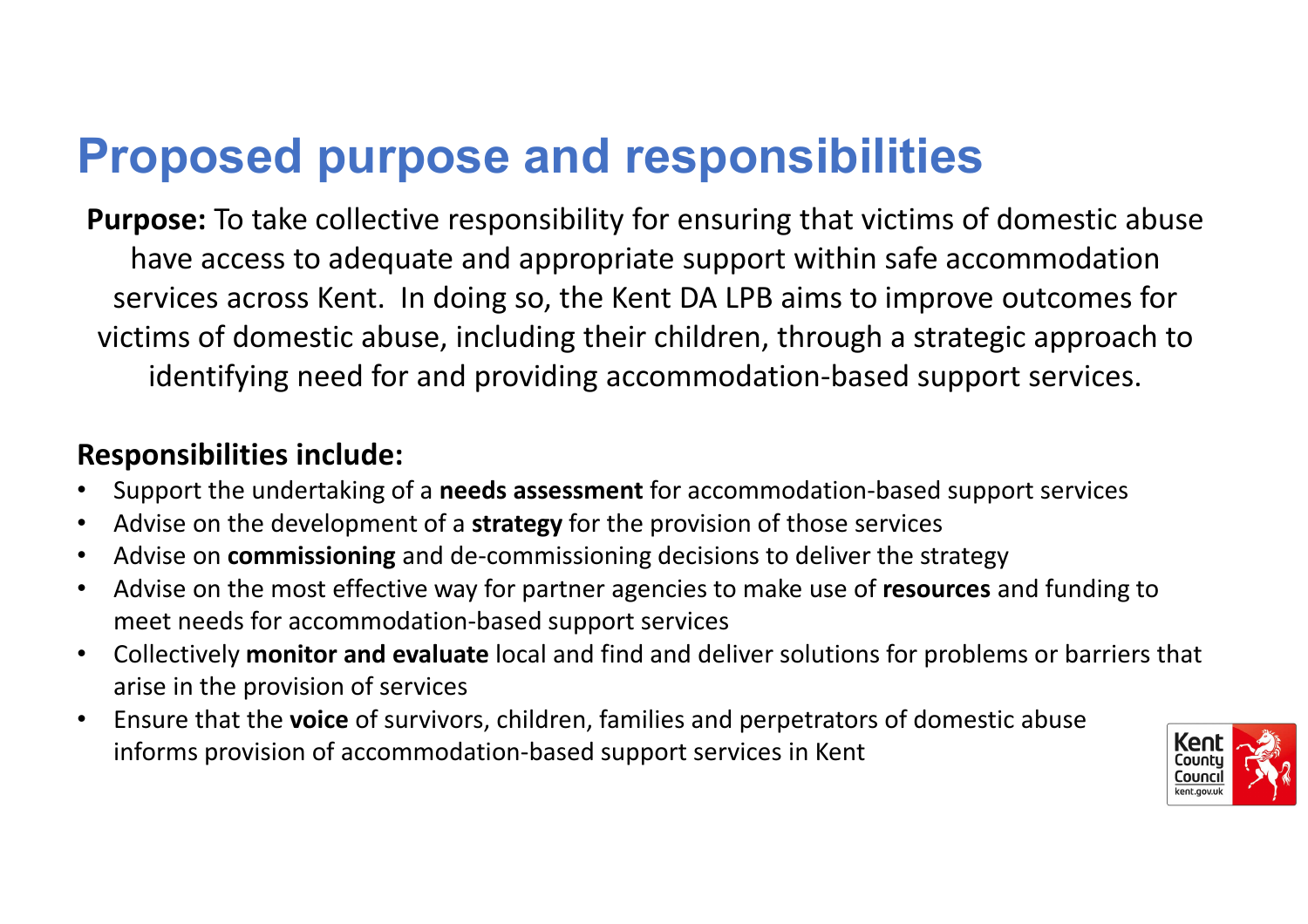# Proposed purpose and responsibilities

**Purpose:** To take collective responsibility for ensuring that victims of domestic abuse have access to adequate and appropriate support within safe accommodation services across Kent. In doing so, the Kent DA LPB aims to improve outcomes for victims of domestic abuse, including their children, through a strategic approach to identifying need for and providing accommodation-based support services.

**Responsibilities include:**

- Support the undertaking of a **needs assessment** for accommodation-based support services
- Advise on the development of a **strategy** for the provision of those services
- Advise on **commissioning** and de-commissioning decisions to deliver the strategy
- Advise on the most effective way for partner agencies to make use of **resources** and funding to meet needs for accommodation-based support services
- Collectively **monitor and evaluate** local and find and deliver solutions for problems or barriers that arise in the provision of services
- Ensure that the **voice** of survivors, children, families and perpetrators of domestic abuse informs provision of accommodation-based support services in Kent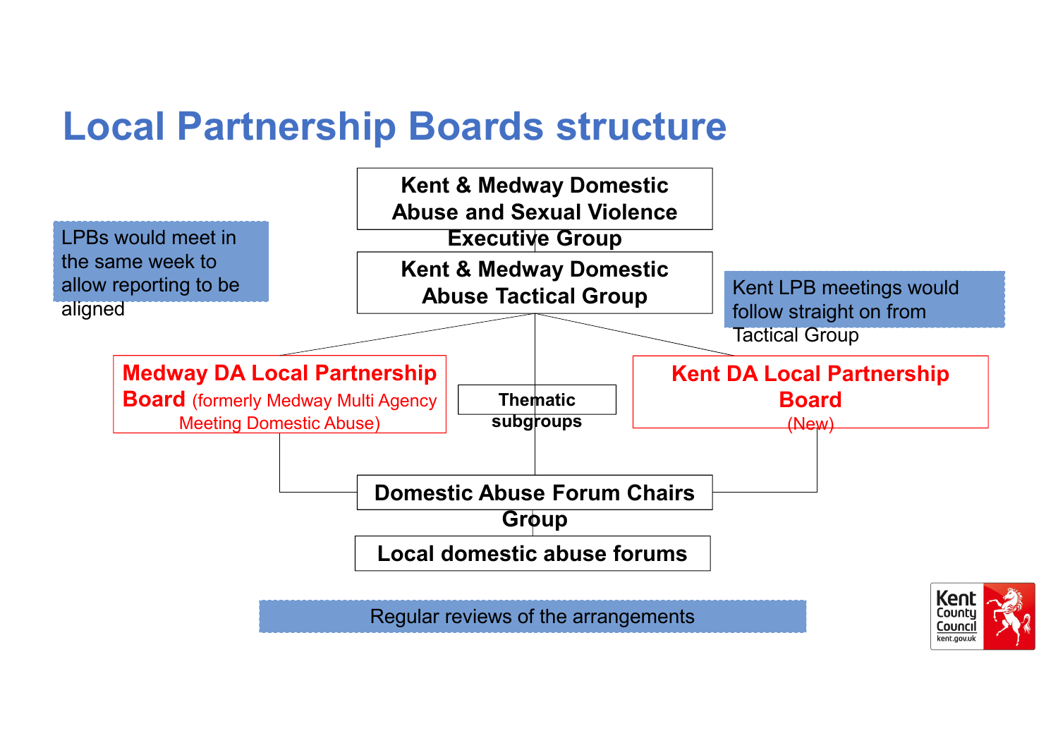# Local Partnership Boards structure

LPBs would meet in the same week to allow reporting to be aligned

**Kent & Medway Domestic Abuse and Sexual Violence Executive Group**

**Kent & Medway Domestic Abuse Tactical Group**

Kent LPB meetings would follow straight on from Tactical Group

**Medway DA Local Partnership Board** (formerly Medway Multi Agency Meeting Domestic Abuse)

**Thematic subgroups**

**Kent DA Local Partnership Board** (New)

**Domestic Abuse Forum Chairs Group**

**Local domestic abuse forums**

Regular reviews of the arrangements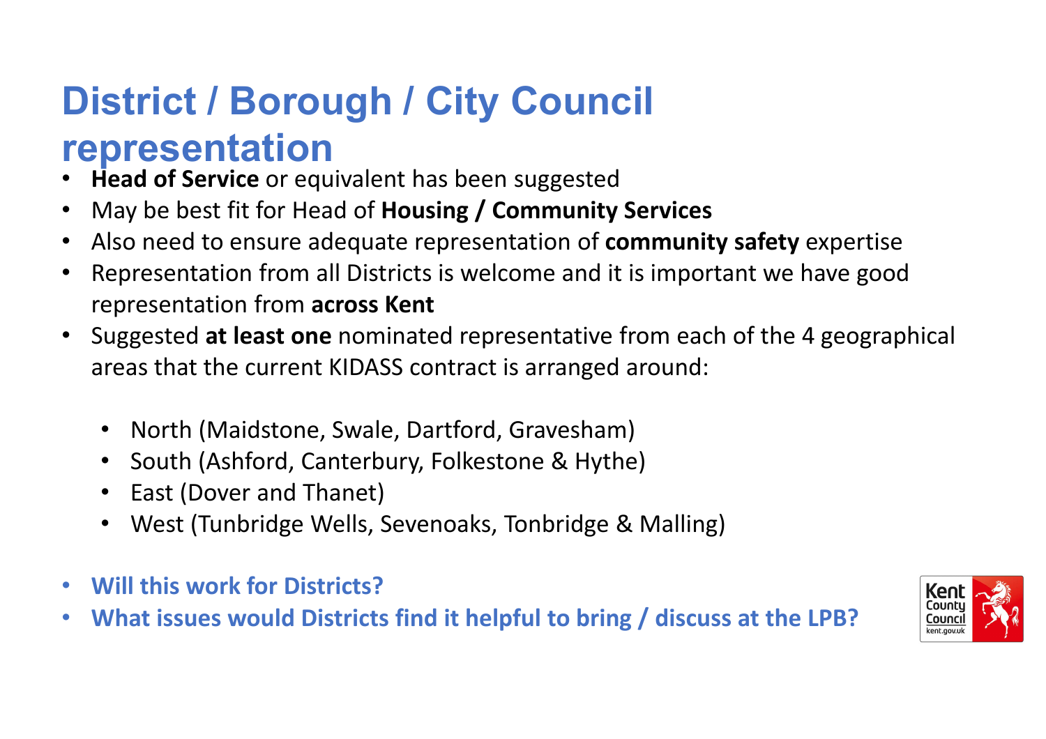# District / Borough / City Council representation

- **Head of Service** or equivalent has been suggested
- May be best fit for Head of **Housing / Community Services**
- Also need to ensure adequate representation of **community safety** expertise
- Representation from all Districts is welcome and it is important we have good representation from **across Kent**
- Suggested **at least one** nominated representative from each of the 4 geographical areas that the current KIDASS contract is arranged around:
  - North (Maidstone, Swale, Dartford, Gravesham)
  - South (Ashford, Canterbury, Folkestone & Hythe)
  - East (Dover and Thanet)
  - West (Tunbridge Wells, Sevenoaks, Tonbridge & Malling)
- **Will this work for Districts?**
- **What issues would Districts find it helpful to bring / discuss at the LPB?**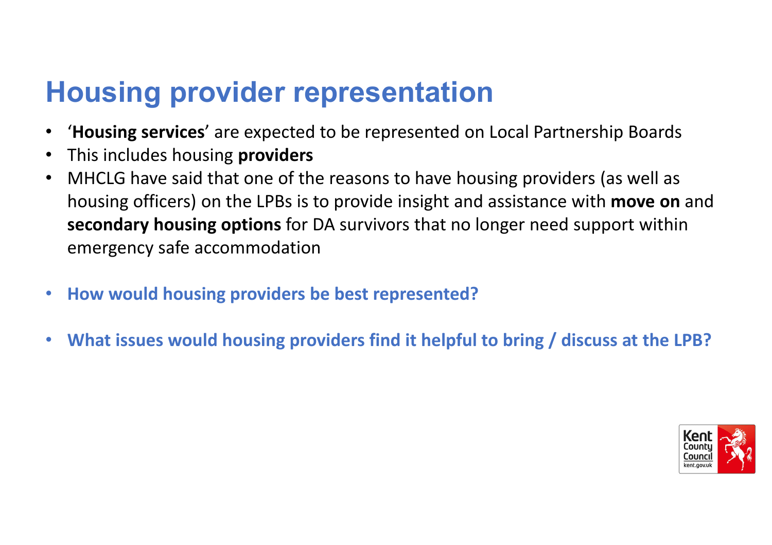# Housing provider representation

- '**Housing services**' are expected to be represented on Local Partnership Boards
- This includes housing **providers**
- MHCLG have said that one of the reasons to have housing providers (as well as housing officers) on the LPBs is to provide insight and assistance with **move on** and **secondary housing options** for DA survivors that no longer need support within emergency safe accommodation

- **How would housing providers be best represented?**

- **What issues would housing providers find it helpful to bring / discuss at the LPB?**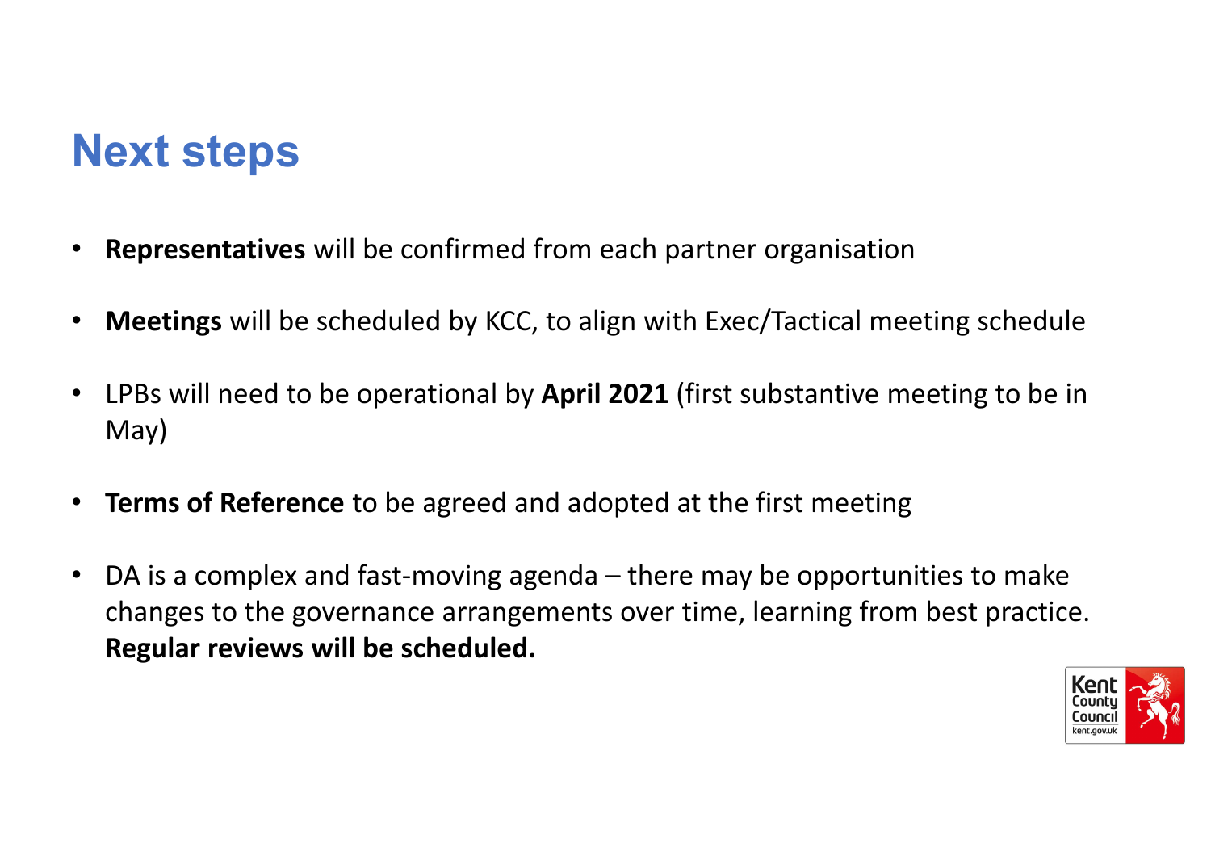# Next steps

- **Representatives** will be confirmed from each partner organisation
- **Meetings** will be scheduled by KCC, to align with Exec/Tactical meeting schedule
- LPBs will need to be operational by **April 2021** (first substantive meeting to be in May)
- **Terms of Reference** to be agreed and adopted at the first meeting
- DA is a complex and fast-moving agenda – there may be opportunities to make changes to the governance arrangements over time, learning from best practice. **Regular reviews will be scheduled.**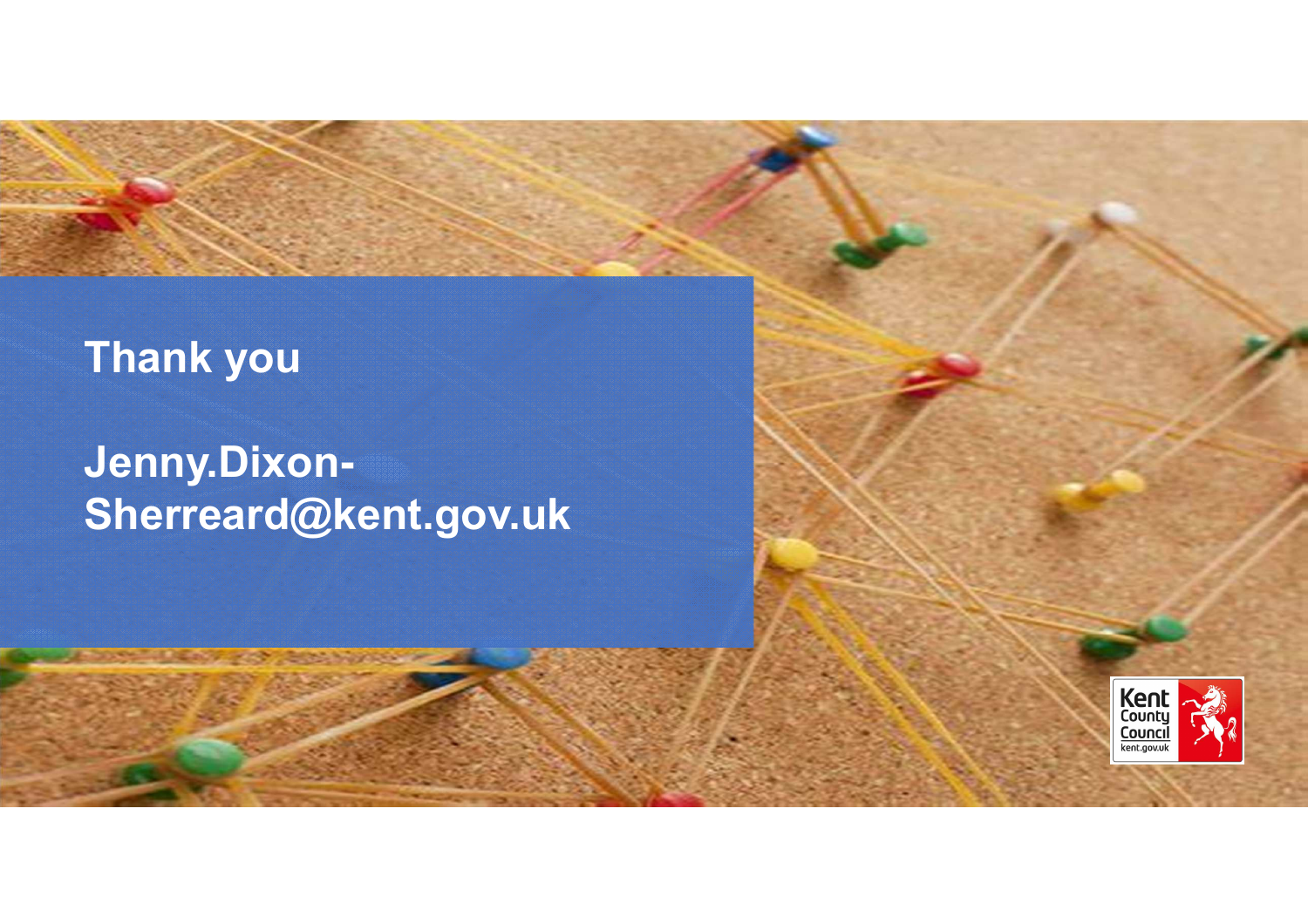**Thank you**

**Jenny.Dixon-Sherreard@kent.gov.uk**